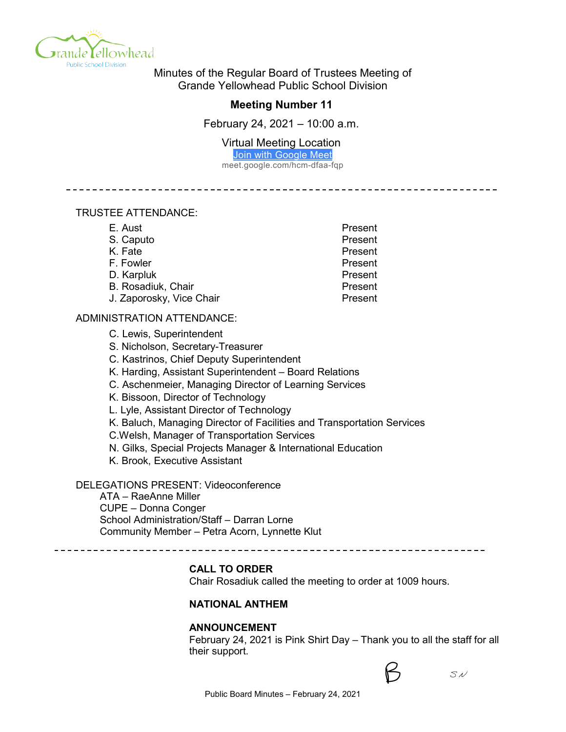Minutes of the Regular Board of Trustees Meeting of
Grande Yellowhead Public School Division

**Meeting Number 11**

February 24, 2021 – 10:00 a.m.

Virtual Meeting Location
[Join with Google Meet]
meet.google.com/hcm-dfaa-fqp

---

TRUSTEE ATTENDANCE:

| | |
|---|---|
| E. Aust | Present |
| S. Caputo | Present |
| K. Fate | Present |
| F. Fowler | Present |
| D. Karpluk | Present |
| B. Rosadiuk, Chair | Present |
| J. Zaporosky, Vice Chair | Present |

ADMINISTRATION ATTENDANCE:

- C. Lewis, Superintendent
- S. Nicholson, Secretary-Treasurer
- C. Kastrinos, Chief Deputy Superintendent
- K. Harding, Assistant Superintendent – Board Relations
- C. Aschenmeier, Managing Director of Learning Services
- K. Bissoon, Director of Technology
- L. Lyle, Assistant Director of Technology
- K. Baluch, Managing Director of Facilities and Transportation Services
- C.Welsh, Manager of Transportation Services
- N. Gilks, Special Projects Manager & International Education
- K. Brook, Executive Assistant

DELEGATIONS PRESENT: Videoconference
- ATA – RaeAnne Miller
- CUPE – Donna Conger
- School Administration/Staff – Darran Lorne
- Community Member – Petra Acorn, Lynnette Klut

---

**CALL TO ORDER**
Chair Rosadiuk called the meeting to order at 1009 hours.

**NATIONAL ANTHEM**

**ANNOUNCEMENT**
February 24, 2021 is Pink Shirt Day – Thank you to all the staff for all their support.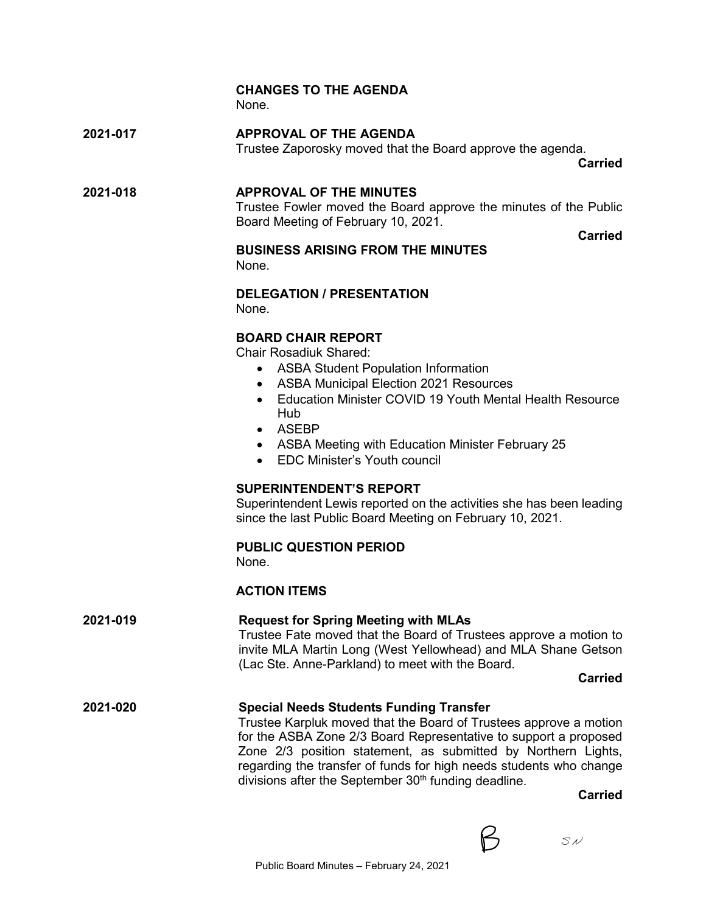**CHANGES TO THE AGENDA**
None.

**2021-017** **APPROVAL OF THE AGENDA**
Trustee Zaporosky moved that the Board approve the agenda.

**Carried**

**2021-018** **APPROVAL OF THE MINUTES**
Trustee Fowler moved the Board approve the minutes of the Public Board Meeting of February 10, 2021.

**Carried**

**BUSINESS ARISING FROM THE MINUTES**
None.

**DELEGATION / PRESENTATION**
None.

**BOARD CHAIR REPORT**
Chair Rosadiuk Shared:

- ASBA Student Population Information
- ASBA Municipal Election 2021 Resources
- Education Minister COVID 19 Youth Mental Health Resource Hub
- ASEBP
- ASBA Meeting with Education Minister February 25
- EDC Minister's Youth council

**SUPERINTENDENT'S REPORT**
Superintendent Lewis reported on the activities she has been leading since the last Public Board Meeting on February 10, 2021.

**PUBLIC QUESTION PERIOD**
None.

**ACTION ITEMS**

**2021-019** **Request for Spring Meeting with MLAs**
Trustee Fate moved that the Board of Trustees approve a motion to invite MLA Martin Long (West Yellowhead) and MLA Shane Getson (Lac Ste. Anne-Parkland) to meet with the Board.

**Carried**

**2021-020** **Special Needs Students Funding Transfer**
Trustee Karpluk moved that the Board of Trustees approve a motion for the ASBA Zone 2/3 Board Representative to support a proposed Zone 2/3 position statement, as submitted by Northern Lights, regarding the transfer of funds for high needs students who change divisions after the September 30th funding deadline.

**Carried**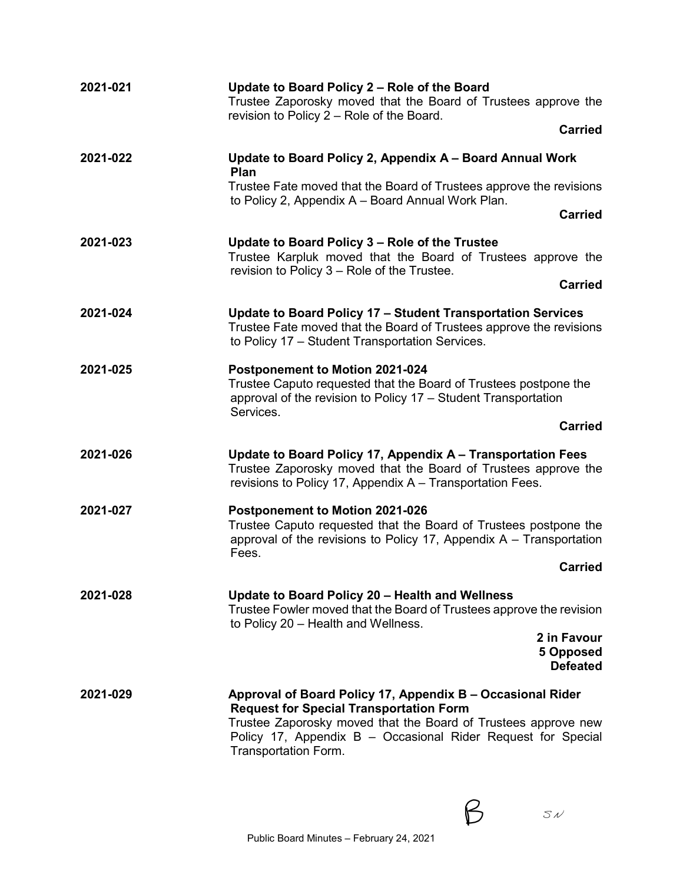**2021-021** **Update to Board Policy 2 – Role of the Board**

Trustee Zaporosky moved that the Board of Trustees approve the revision to Policy 2 – Role of the Board.

**Carried**

**2021-022** **Update to Board Policy 2, Appendix A – Board Annual Work Plan**

Trustee Fate moved that the Board of Trustees approve the revisions to Policy 2, Appendix A – Board Annual Work Plan.

**Carried**

**2021-023** **Update to Board Policy 3 – Role of the Trustee**

Trustee Karpluk moved that the Board of Trustees approve the revision to Policy 3 – Role of the Trustee.

**Carried**

**2021-024** **Update to Board Policy 17 – Student Transportation Services**

Trustee Fate moved that the Board of Trustees approve the revisions to Policy 17 – Student Transportation Services.

**2021-025** **Postponement to Motion 2021-024**

Trustee Caputo requested that the Board of Trustees postpone the approval of the revision to Policy 17 – Student Transportation Services.

**Carried**

**2021-026** **Update to Board Policy 17, Appendix A – Transportation Fees**

Trustee Zaporosky moved that the Board of Trustees approve the revisions to Policy 17, Appendix A – Transportation Fees.

**2021-027** **Postponement to Motion 2021-026**

Trustee Caputo requested that the Board of Trustees postpone the approval of the revisions to Policy 17, Appendix A – Transportation Fees.

**Carried**

**2021-028** **Update to Board Policy 20 – Health and Wellness**

Trustee Fowler moved that the Board of Trustees approve the revision to Policy 20 – Health and Wellness.

**2 in Favour**
**5 Opposed**
**Defeated**

**2021-029** **Approval of Board Policy 17, Appendix B – Occasional Rider Request for Special Transportation Form**

Trustee Zaporosky moved that the Board of Trustees approve new Policy 17, Appendix B – Occasional Rider Request for Special Transportation Form.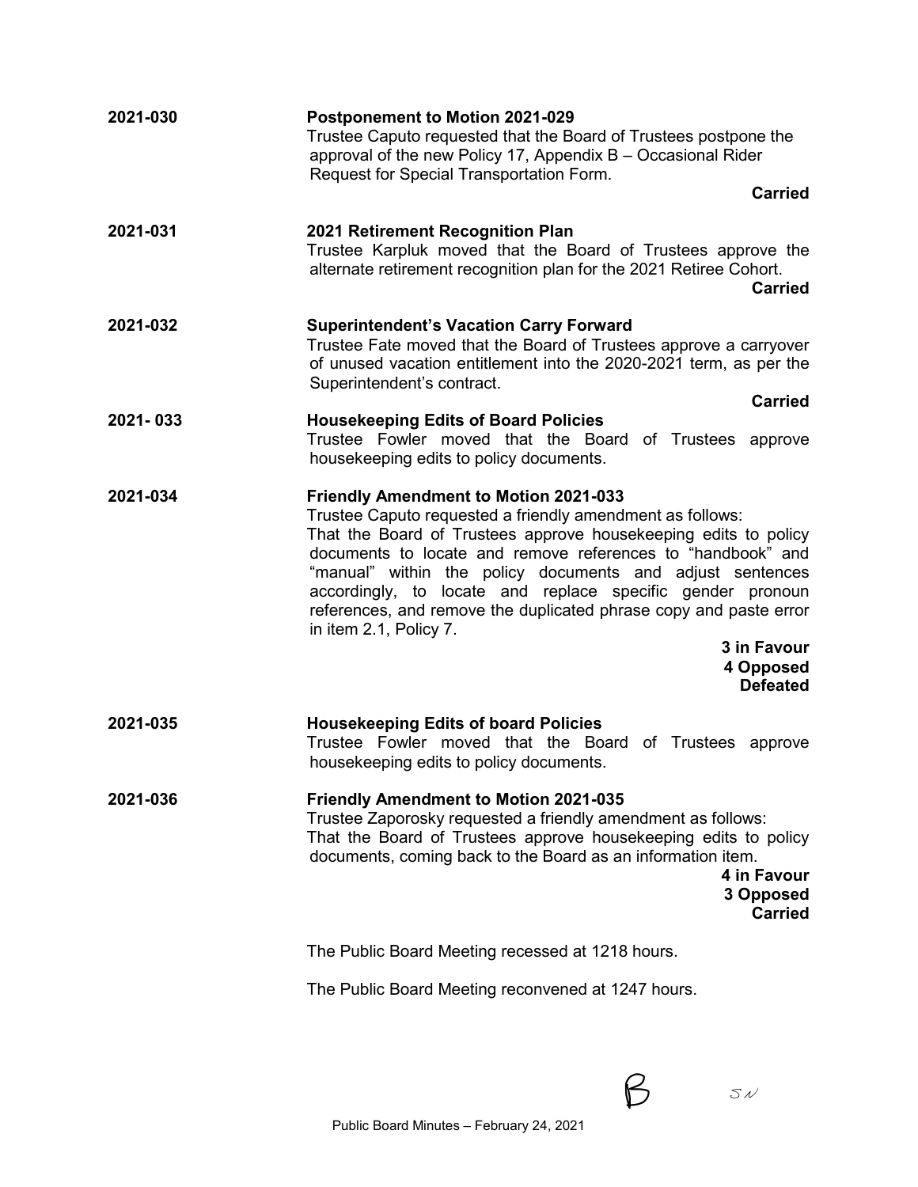**2021-030** **Postponement to Motion 2021-029**

Trustee Caputo requested that the Board of Trustees postpone the approval of the new Policy 17, Appendix B – Occasional Rider Request for Special Transportation Form.

**Carried**

**2021-031** **2021 Retirement Recognition Plan**

Trustee Karpluk moved that the Board of Trustees approve the alternate retirement recognition plan for the 2021 Retiree Cohort.

**Carried**

**2021-032** **Superintendent's Vacation Carry Forward**

Trustee Fate moved that the Board of Trustees approve a carryover of unused vacation entitlement into the 2020-2021 term, as per the Superintendent's contract.

**Carried**

**2021- 033** **Housekeeping Edits of Board Policies**

Trustee Fowler moved that the Board of Trustees approve housekeeping edits to policy documents.

**2021-034** **Friendly Amendment to Motion 2021-033**

Trustee Caputo requested a friendly amendment as follows:
That the Board of Trustees approve housekeeping edits to policy documents to locate and remove references to "handbook" and "manual" within the policy documents and adjust sentences accordingly, to locate and replace specific gender pronoun references, and remove the duplicated phrase copy and paste error in item 2.1, Policy 7.

**3 in Favour**
**4 Opposed**
**Defeated**

**2021-035** **Housekeeping Edits of board Policies**

Trustee Fowler moved that the Board of Trustees approve housekeeping edits to policy documents.

**2021-036** **Friendly Amendment to Motion 2021-035**

Trustee Zaporosky requested a friendly amendment as follows:
That the Board of Trustees approve housekeeping edits to policy documents, coming back to the Board as an information item.

**4 in Favour**
**3 Opposed**
**Carried**

The Public Board Meeting recessed at 1218 hours.

The Public Board Meeting reconvened at 1247 hours.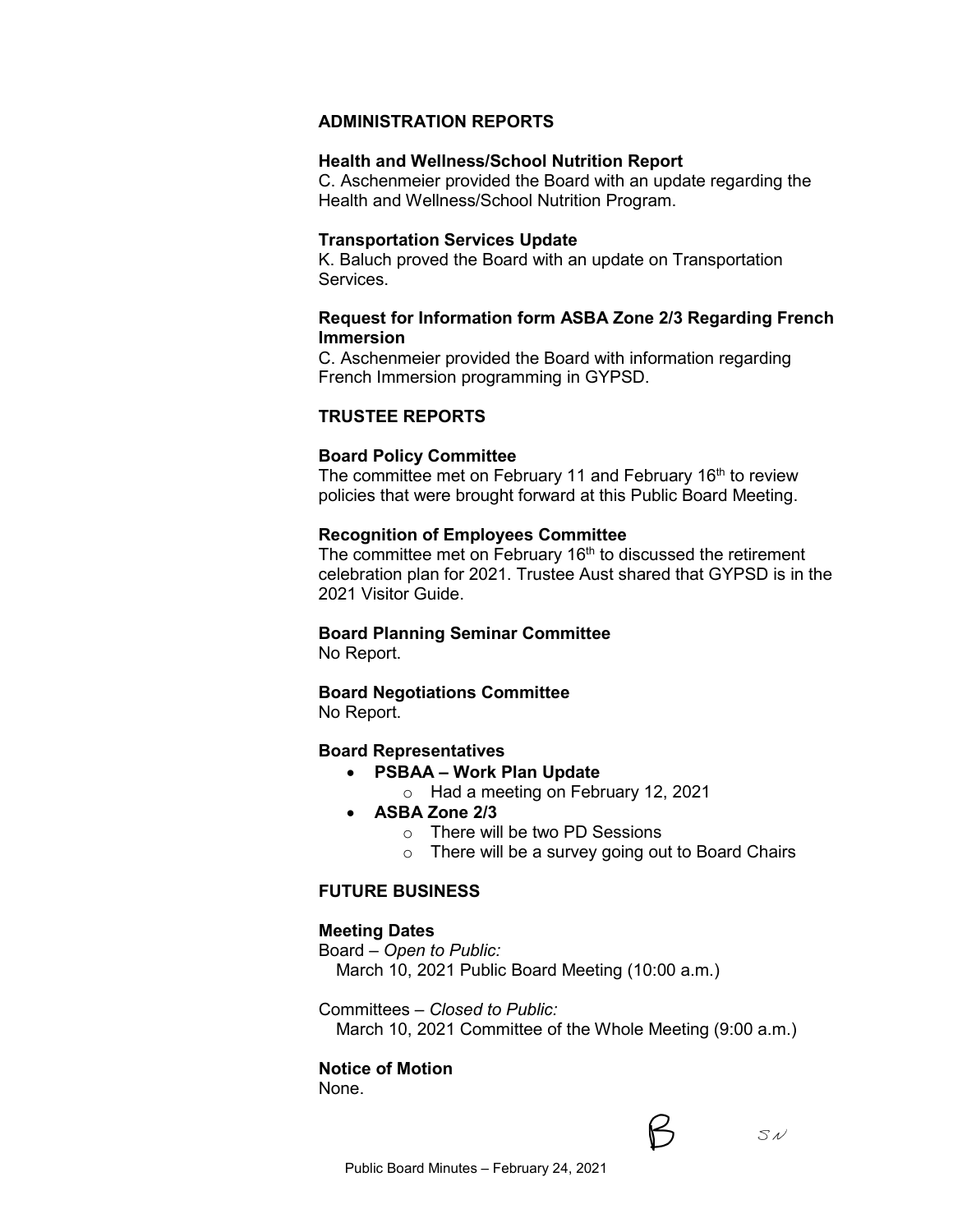## ADMINISTRATION REPORTS

### Health and Wellness/School Nutrition Report

C. Aschenmeier provided the Board with an update regarding the Health and Wellness/School Nutrition Program.

### Transportation Services Update

K. Baluch proved the Board with an update on Transportation Services.

### Request for Information form ASBA Zone 2/3 Regarding French Immersion

C. Aschenmeier provided the Board with information regarding French Immersion programming in GYPSD.

## TRUSTEE REPORTS

### Board Policy Committee

The committee met on February 11 and February 16th to review policies that were brought forward at this Public Board Meeting.

### Recognition of Employees Committee

The committee met on February 16th to discussed the retirement celebration plan for 2021. Trustee Aust shared that GYPSD is in the 2021 Visitor Guide.

### Board Planning Seminar Committee

No Report.

### Board Negotiations Committee

No Report.

### Board Representatives

- **PSBAA – Work Plan Update**
  - Had a meeting on February 12, 2021
- **ASBA Zone 2/3**
  - There will be two PD Sessions
  - There will be a survey going out to Board Chairs

## FUTURE BUSINESS

### Meeting Dates

Board – *Open to Public:*
March 10, 2021 Public Board Meeting (10:00 a.m.)

Committees – *Closed to Public:*
March 10, 2021 Committee of the Whole Meeting (9:00 a.m.)

### Notice of Motion

None.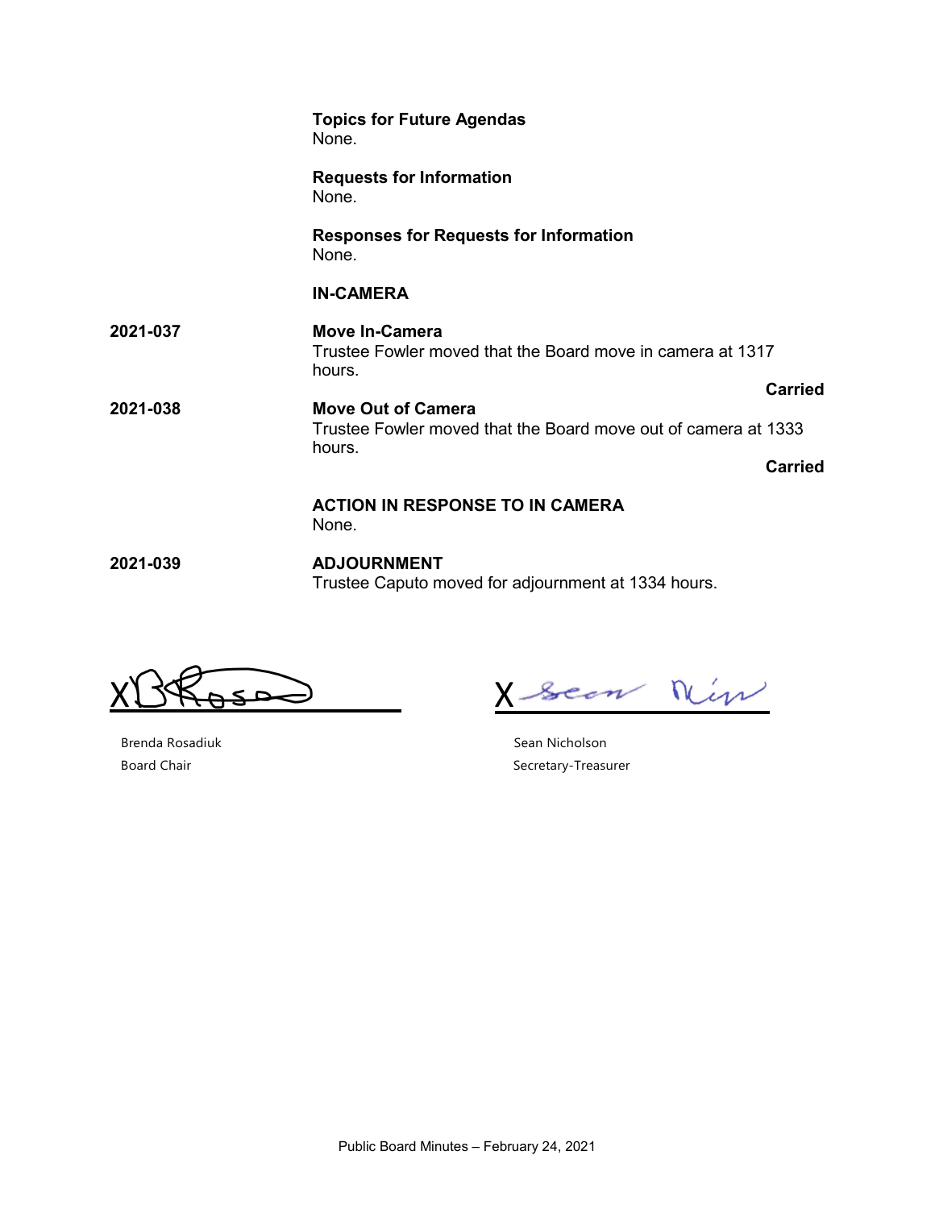**Topics for Future Agendas**
None.

**Requests for Information**
None.

**Responses for Requests for Information**
None.

**IN-CAMERA**

**2021-037** **Move In-Camera**
Trustee Fowler moved that the Board move in camera at 1317 hours.

**Carried**

**2021-038** **Move Out of Camera**
Trustee Fowler moved that the Board move out of camera at 1333 hours.

**Carried**

**ACTION IN RESPONSE TO IN CAMERA**
None.

**2021-039** **ADJOURNMENT**
Trustee Caputo moved for adjournment at 1334 hours.

X

Brenda Rosadiuk
Board Chair

X

Sean Nicholson
Secretary-Treasurer